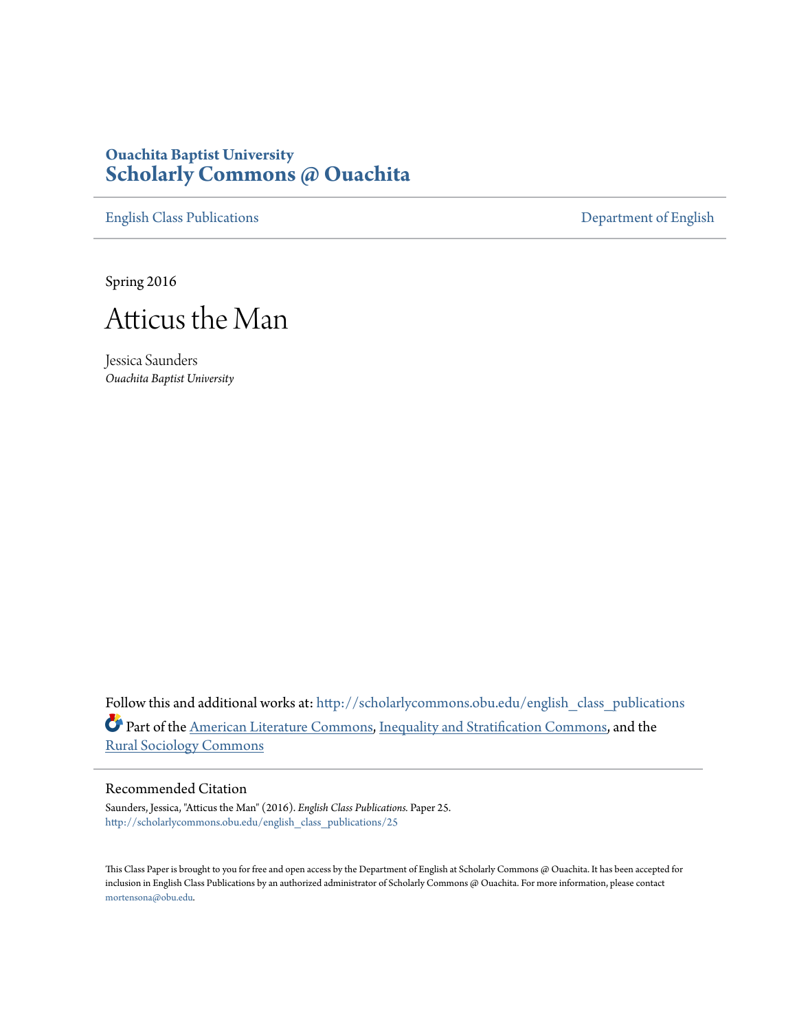**Ouachita Baptist University**
**Scholarly Commons @ Ouachita**

English Class Publications | Department of English

Spring 2016

# Atticus the Man

Jessica Saunders
*Ouachita Baptist University*

Follow this and additional works at: http://scholarlycommons.obu.edu/english_class_publications

Part of the American Literature Commons, Inequality and Stratification Commons, and the Rural Sociology Commons

## Recommended Citation

Saunders, Jessica, "Atticus the Man" (2016). *English Class Publications.* Paper 25.
http://scholarlycommons.obu.edu/english_class_publications/25

This Class Paper is brought to you for free and open access by the Department of English at Scholarly Commons @ Ouachita. It has been accepted for inclusion in English Class Publications by an authorized administrator of Scholarly Commons @ Ouachita. For more information, please contact mortensona@obu.edu.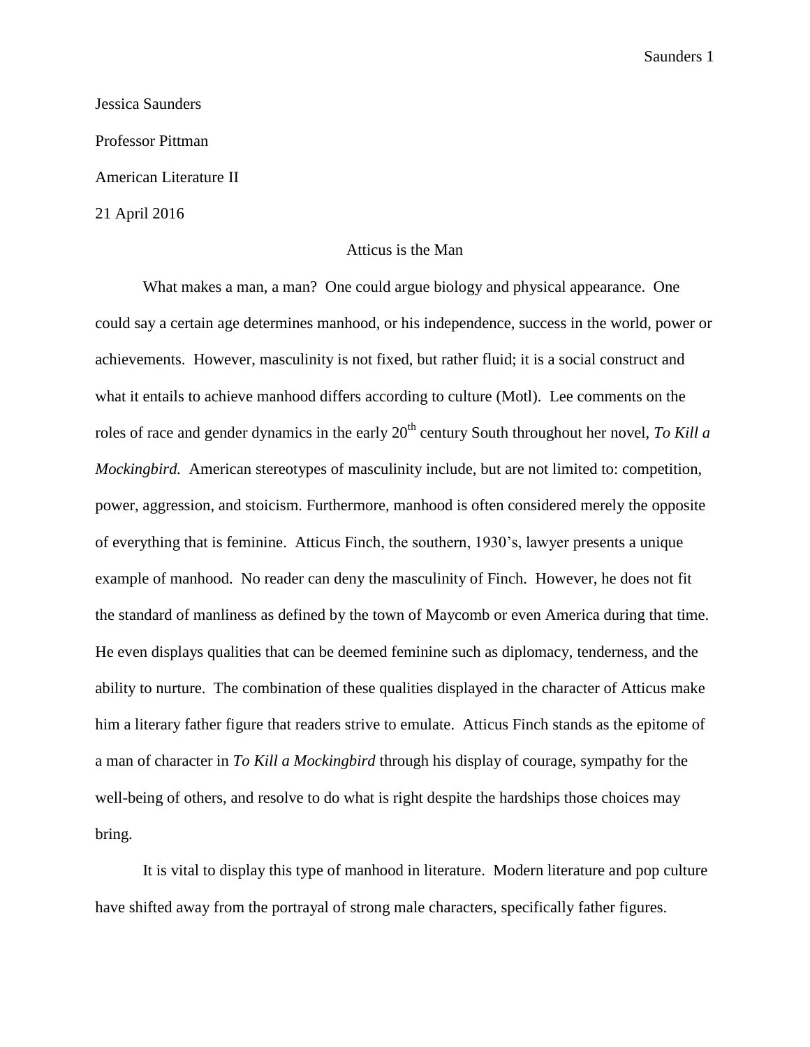Jessica Saunders

Professor Pittman

American Literature II

21 April 2016

# Atticus is the Man

What makes a man, a man? One could argue biology and physical appearance. One could say a certain age determines manhood, or his independence, success in the world, power or achievements. However, masculinity is not fixed, but rather fluid; it is a social construct and what it entails to achieve manhood differs according to culture (Motl). Lee comments on the roles of race and gender dynamics in the early 20th century South throughout her novel, *To Kill a Mockingbird.* American stereotypes of masculinity include, but are not limited to: competition, power, aggression, and stoicism. Furthermore, manhood is often considered merely the opposite of everything that is feminine. Atticus Finch, the southern, 1930's, lawyer presents a unique example of manhood. No reader can deny the masculinity of Finch. However, he does not fit the standard of manliness as defined by the town of Maycomb or even America during that time. He even displays qualities that can be deemed feminine such as diplomacy, tenderness, and the ability to nurture. The combination of these qualities displayed in the character of Atticus make him a literary father figure that readers strive to emulate. Atticus Finch stands as the epitome of a man of character in *To Kill a Mockingbird* through his display of courage, sympathy for the well-being of others, and resolve to do what is right despite the hardships those choices may bring.

It is vital to display this type of manhood in literature. Modern literature and pop culture have shifted away from the portrayal of strong male characters, specifically father figures.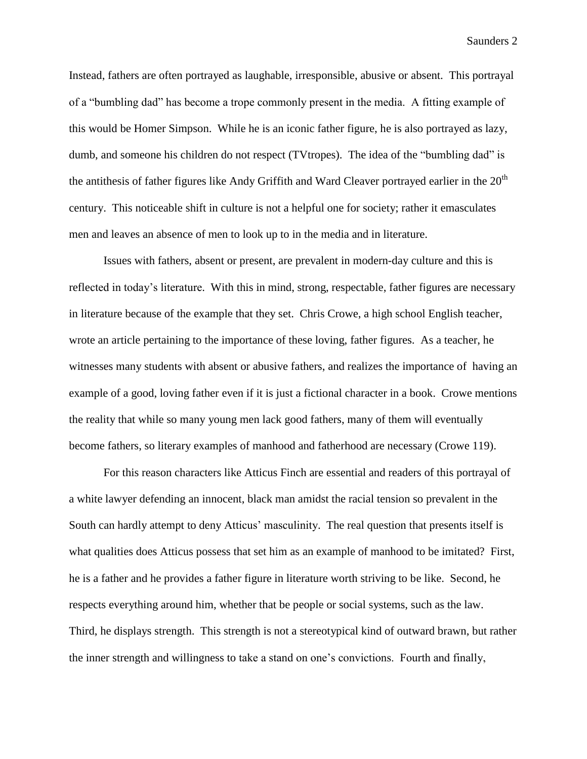Instead, fathers are often portrayed as laughable, irresponsible, abusive or absent. This portrayal of a "bumbling dad" has become a trope commonly present in the media. A fitting example of this would be Homer Simpson. While he is an iconic father figure, he is also portrayed as lazy, dumb, and someone his children do not respect (TVtropes). The idea of the "bumbling dad" is the antithesis of father figures like Andy Griffith and Ward Cleaver portrayed earlier in the 20th century. This noticeable shift in culture is not a helpful one for society; rather it emasculates men and leaves an absence of men to look up to in the media and in literature.

Issues with fathers, absent or present, are prevalent in modern-day culture and this is reflected in today's literature. With this in mind, strong, respectable, father figures are necessary in literature because of the example that they set. Chris Crowe, a high school English teacher, wrote an article pertaining to the importance of these loving, father figures. As a teacher, he witnesses many students with absent or abusive fathers, and realizes the importance of having an example of a good, loving father even if it is just a fictional character in a book. Crowe mentions the reality that while so many young men lack good fathers, many of them will eventually become fathers, so literary examples of manhood and fatherhood are necessary (Crowe 119).

For this reason characters like Atticus Finch are essential and readers of this portrayal of a white lawyer defending an innocent, black man amidst the racial tension so prevalent in the South can hardly attempt to deny Atticus' masculinity. The real question that presents itself is what qualities does Atticus possess that set him as an example of manhood to be imitated? First, he is a father and he provides a father figure in literature worth striving to be like. Second, he respects everything around him, whether that be people or social systems, such as the law. Third, he displays strength. This strength is not a stereotypical kind of outward brawn, but rather the inner strength and willingness to take a stand on one's convictions. Fourth and finally,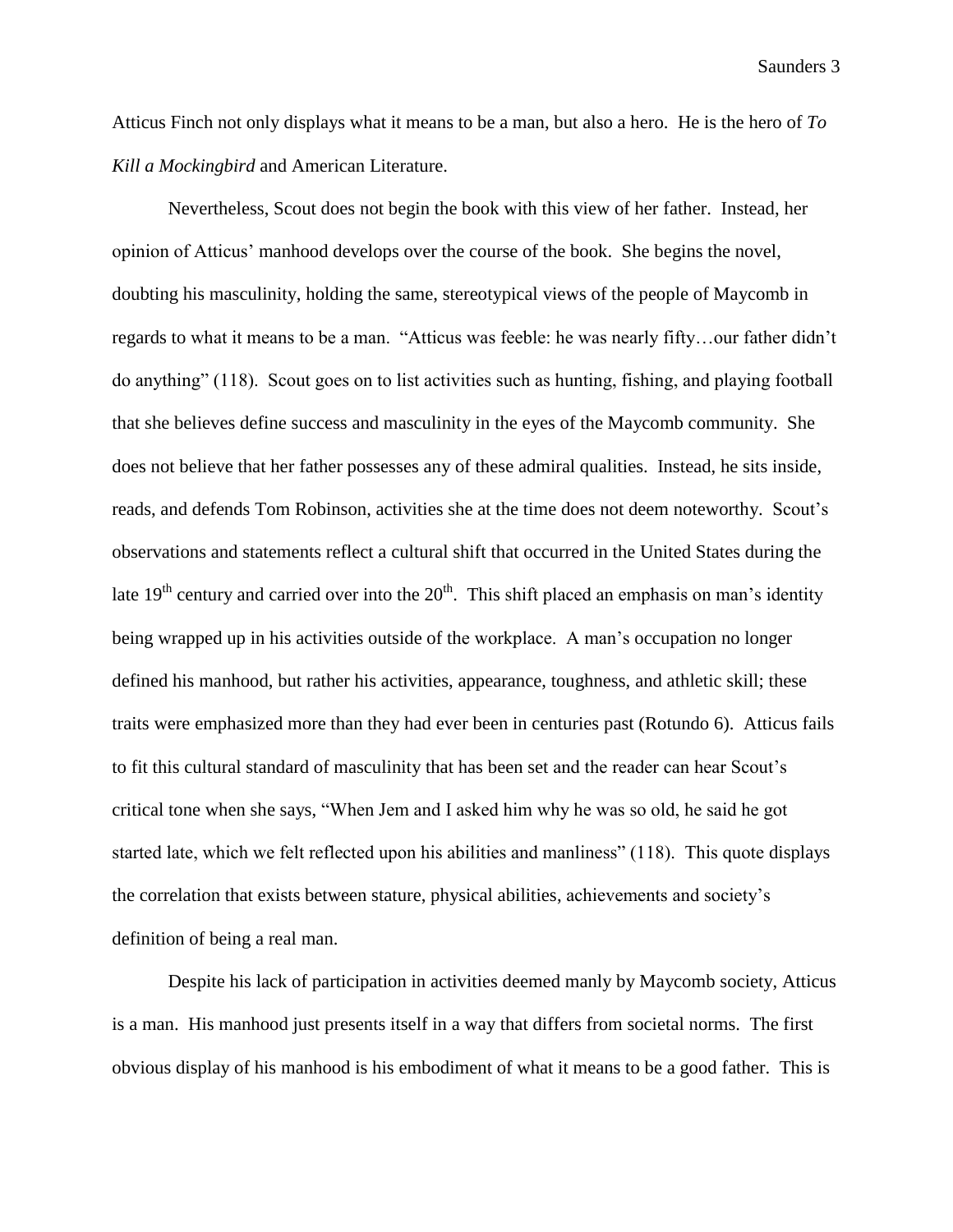Atticus Finch not only displays what it means to be a man, but also a hero. He is the hero of *To Kill a Mockingbird* and American Literature.

Nevertheless, Scout does not begin the book with this view of her father. Instead, her opinion of Atticus' manhood develops over the course of the book. She begins the novel, doubting his masculinity, holding the same, stereotypical views of the people of Maycomb in regards to what it means to be a man. "Atticus was feeble: he was nearly fifty…our father didn't do anything" (118). Scout goes on to list activities such as hunting, fishing, and playing football that she believes define success and masculinity in the eyes of the Maycomb community. She does not believe that her father possesses any of these admiral qualities. Instead, he sits inside, reads, and defends Tom Robinson, activities she at the time does not deem noteworthy. Scout's observations and statements reflect a cultural shift that occurred in the United States during the late 19th century and carried over into the 20th. This shift placed an emphasis on man's identity being wrapped up in his activities outside of the workplace. A man's occupation no longer defined his manhood, but rather his activities, appearance, toughness, and athletic skill; these traits were emphasized more than they had ever been in centuries past (Rotundo 6). Atticus fails to fit this cultural standard of masculinity that has been set and the reader can hear Scout's critical tone when she says, "When Jem and I asked him why he was so old, he said he got started late, which we felt reflected upon his abilities and manliness" (118). This quote displays the correlation that exists between stature, physical abilities, achievements and society's definition of being a real man.

Despite his lack of participation in activities deemed manly by Maycomb society, Atticus is a man. His manhood just presents itself in a way that differs from societal norms. The first obvious display of his manhood is his embodiment of what it means to be a good father. This is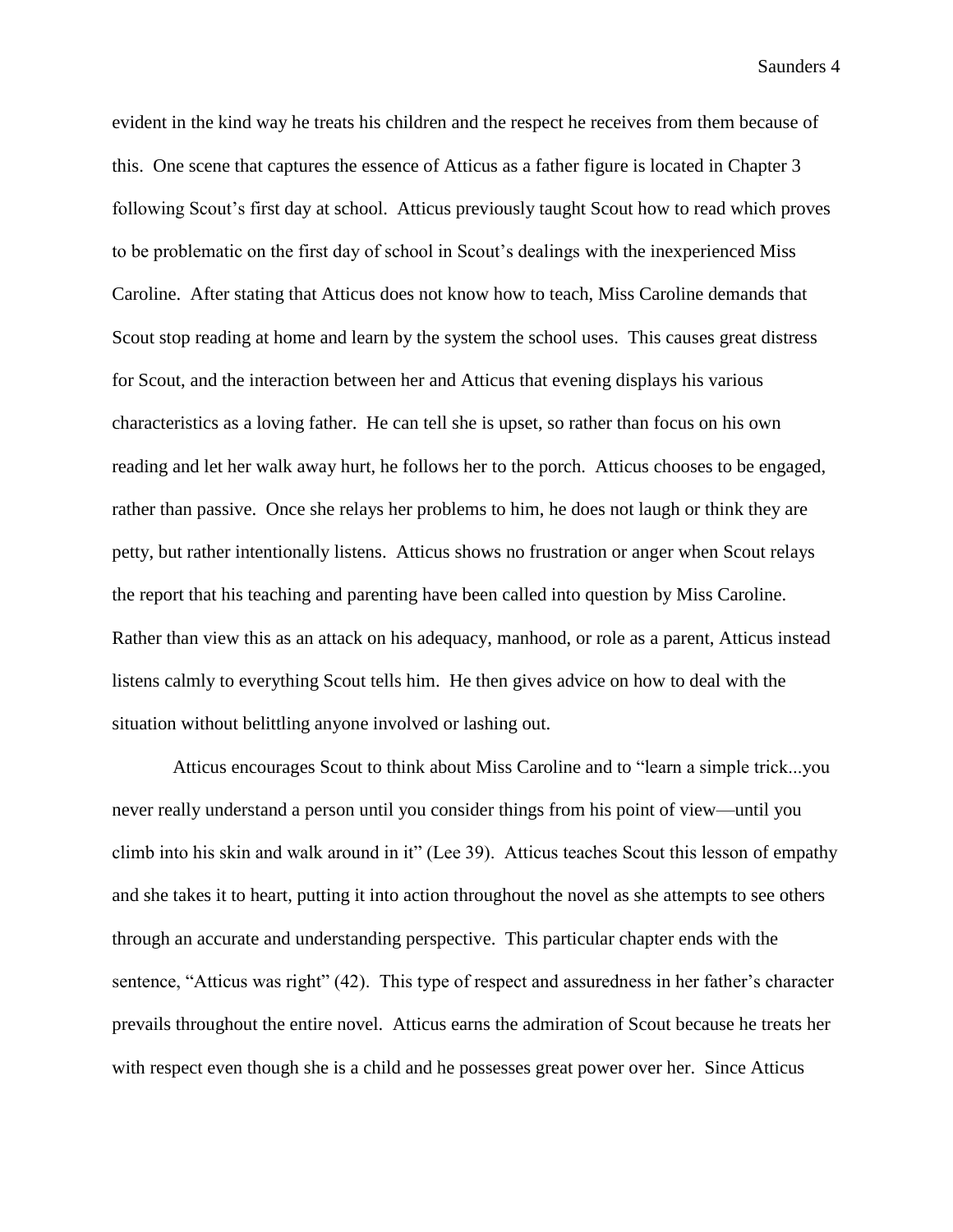evident in the kind way he treats his children and the respect he receives from them because of this. One scene that captures the essence of Atticus as a father figure is located in Chapter 3 following Scout's first day at school. Atticus previously taught Scout how to read which proves to be problematic on the first day of school in Scout's dealings with the inexperienced Miss Caroline. After stating that Atticus does not know how to teach, Miss Caroline demands that Scout stop reading at home and learn by the system the school uses. This causes great distress for Scout, and the interaction between her and Atticus that evening displays his various characteristics as a loving father. He can tell she is upset, so rather than focus on his own reading and let her walk away hurt, he follows her to the porch. Atticus chooses to be engaged, rather than passive. Once she relays her problems to him, he does not laugh or think they are petty, but rather intentionally listens. Atticus shows no frustration or anger when Scout relays the report that his teaching and parenting have been called into question by Miss Caroline. Rather than view this as an attack on his adequacy, manhood, or role as a parent, Atticus instead listens calmly to everything Scout tells him. He then gives advice on how to deal with the situation without belittling anyone involved or lashing out.

Atticus encourages Scout to think about Miss Caroline and to "learn a simple trick...you never really understand a person until you consider things from his point of view—until you climb into his skin and walk around in it" (Lee 39). Atticus teaches Scout this lesson of empathy and she takes it to heart, putting it into action throughout the novel as she attempts to see others through an accurate and understanding perspective. This particular chapter ends with the sentence, "Atticus was right" (42). This type of respect and assuredness in her father's character prevails throughout the entire novel. Atticus earns the admiration of Scout because he treats her with respect even though she is a child and he possesses great power over her. Since Atticus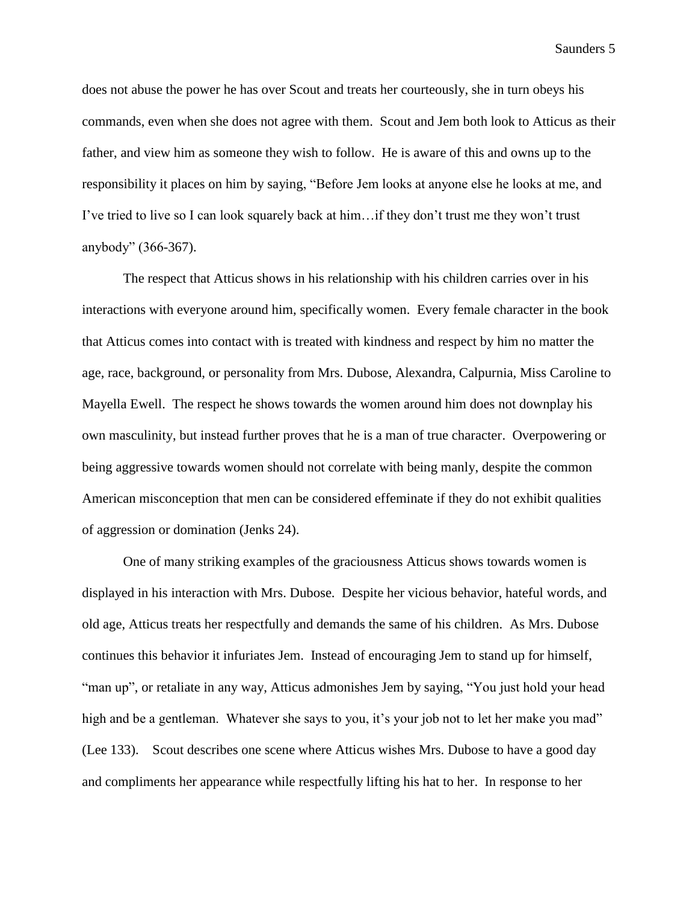does not abuse the power he has over Scout and treats her courteously, she in turn obeys his commands, even when she does not agree with them. Scout and Jem both look to Atticus as their father, and view him as someone they wish to follow. He is aware of this and owns up to the responsibility it places on him by saying, "Before Jem looks at anyone else he looks at me, and I've tried to live so I can look squarely back at him…if they don't trust me they won't trust anybody" (366-367).

The respect that Atticus shows in his relationship with his children carries over in his interactions with everyone around him, specifically women. Every female character in the book that Atticus comes into contact with is treated with kindness and respect by him no matter the age, race, background, or personality from Mrs. Dubose, Alexandra, Calpurnia, Miss Caroline to Mayella Ewell. The respect he shows towards the women around him does not downplay his own masculinity, but instead further proves that he is a man of true character. Overpowering or being aggressive towards women should not correlate with being manly, despite the common American misconception that men can be considered effeminate if they do not exhibit qualities of aggression or domination (Jenks 24).

One of many striking examples of the graciousness Atticus shows towards women is displayed in his interaction with Mrs. Dubose. Despite her vicious behavior, hateful words, and old age, Atticus treats her respectfully and demands the same of his children. As Mrs. Dubose continues this behavior it infuriates Jem. Instead of encouraging Jem to stand up for himself, "man up", or retaliate in any way, Atticus admonishes Jem by saying, "You just hold your head high and be a gentleman. Whatever she says to you, it's your job not to let her make you mad" (Lee 133). Scout describes one scene where Atticus wishes Mrs. Dubose to have a good day and compliments her appearance while respectfully lifting his hat to her. In response to her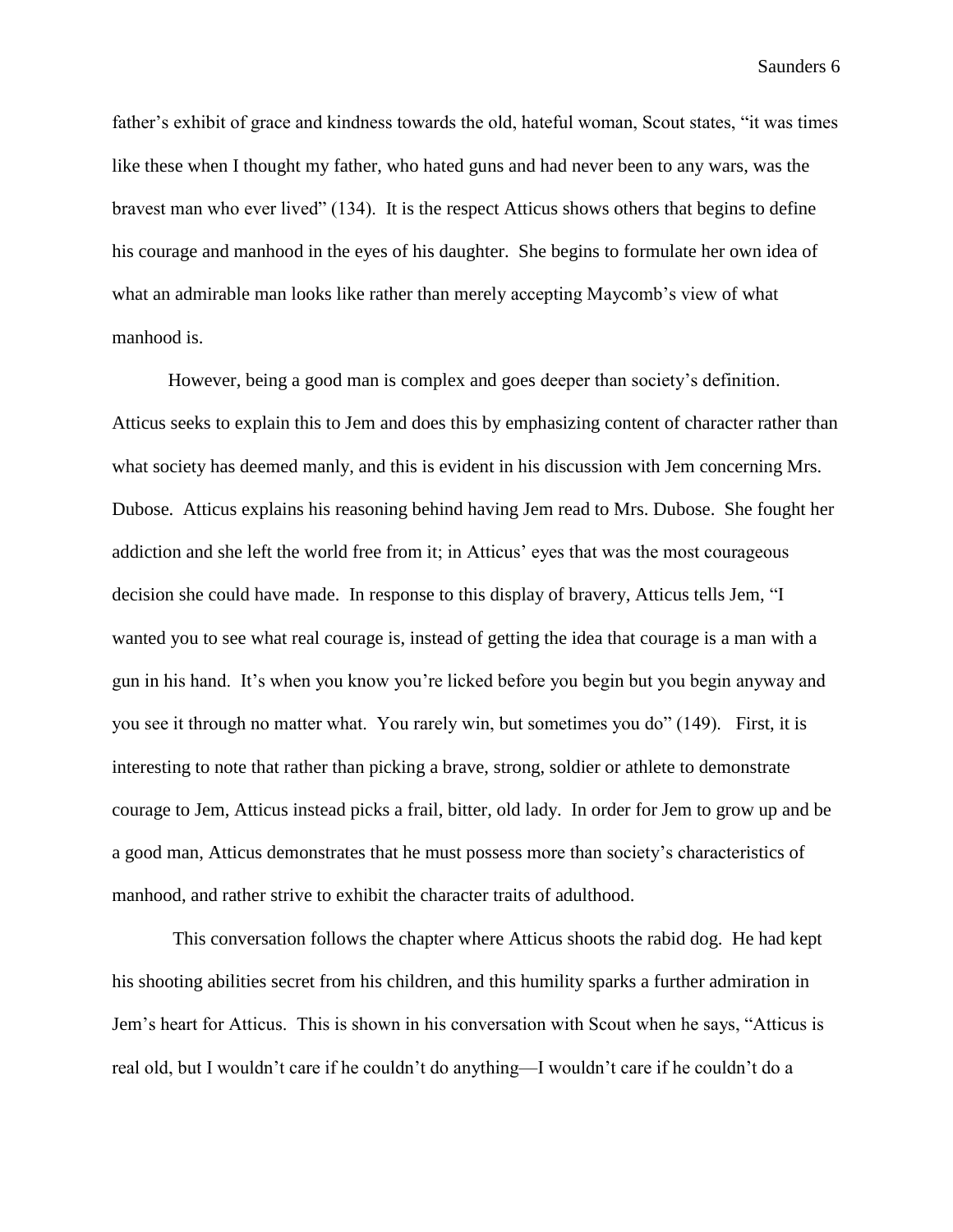father's exhibit of grace and kindness towards the old, hateful woman, Scout states, "it was times like these when I thought my father, who hated guns and had never been to any wars, was the bravest man who ever lived" (134). It is the respect Atticus shows others that begins to define his courage and manhood in the eyes of his daughter. She begins to formulate her own idea of what an admirable man looks like rather than merely accepting Maycomb's view of what manhood is.

However, being a good man is complex and goes deeper than society's definition. Atticus seeks to explain this to Jem and does this by emphasizing content of character rather than what society has deemed manly, and this is evident in his discussion with Jem concerning Mrs. Dubose. Atticus explains his reasoning behind having Jem read to Mrs. Dubose. She fought her addiction and she left the world free from it; in Atticus' eyes that was the most courageous decision she could have made. In response to this display of bravery, Atticus tells Jem, "I wanted you to see what real courage is, instead of getting the idea that courage is a man with a gun in his hand. It's when you know you're licked before you begin but you begin anyway and you see it through no matter what. You rarely win, but sometimes you do" (149). First, it is interesting to note that rather than picking a brave, strong, soldier or athlete to demonstrate courage to Jem, Atticus instead picks a frail, bitter, old lady. In order for Jem to grow up and be a good man, Atticus demonstrates that he must possess more than society's characteristics of manhood, and rather strive to exhibit the character traits of adulthood.

This conversation follows the chapter where Atticus shoots the rabid dog. He had kept his shooting abilities secret from his children, and this humility sparks a further admiration in Jem's heart for Atticus. This is shown in his conversation with Scout when he says, "Atticus is real old, but I wouldn't care if he couldn't do anything—I wouldn't care if he couldn't do a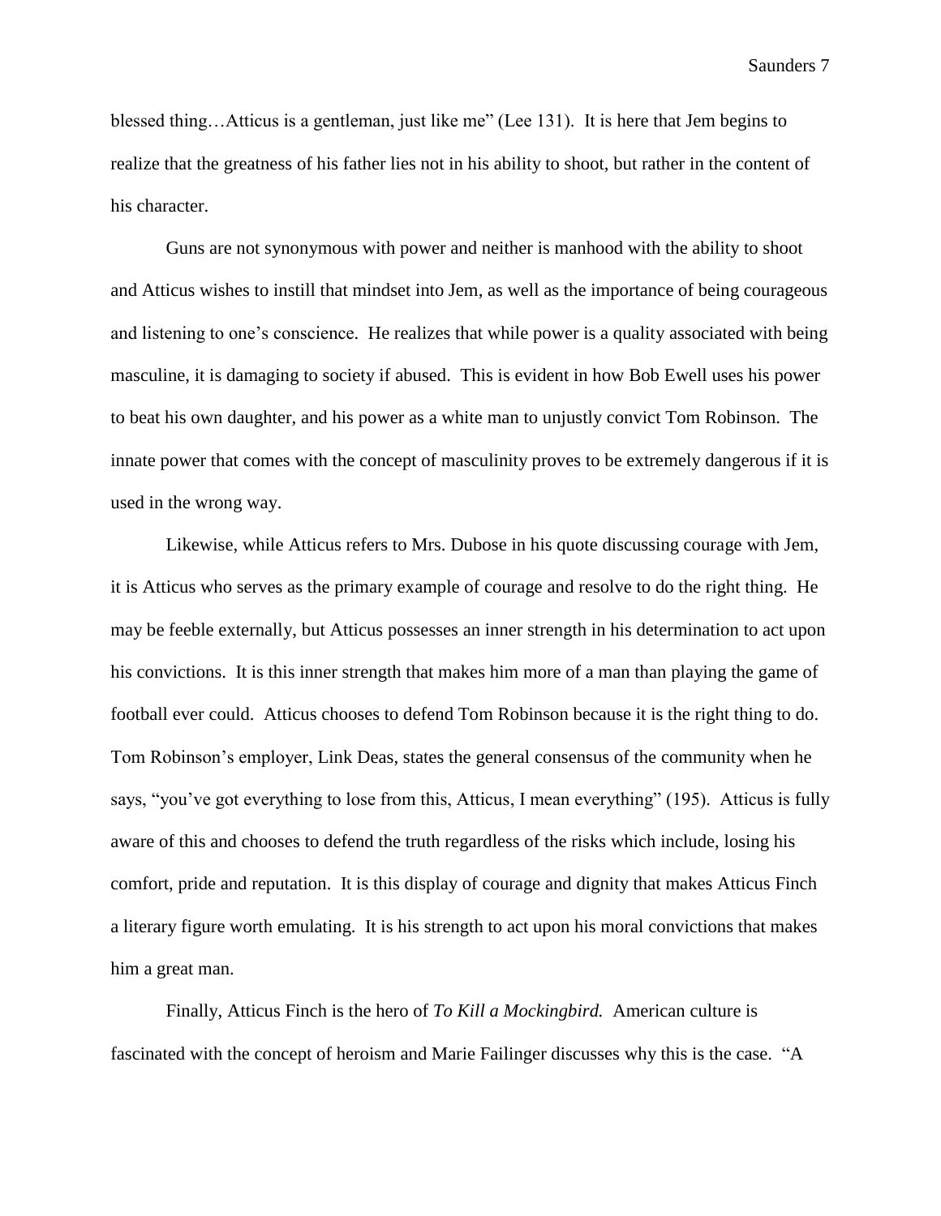blessed thing…Atticus is a gentleman, just like me" (Lee 131). It is here that Jem begins to realize that the greatness of his father lies not in his ability to shoot, but rather in the content of his character.

Guns are not synonymous with power and neither is manhood with the ability to shoot and Atticus wishes to instill that mindset into Jem, as well as the importance of being courageous and listening to one's conscience. He realizes that while power is a quality associated with being masculine, it is damaging to society if abused. This is evident in how Bob Ewell uses his power to beat his own daughter, and his power as a white man to unjustly convict Tom Robinson. The innate power that comes with the concept of masculinity proves to be extremely dangerous if it is used in the wrong way.

Likewise, while Atticus refers to Mrs. Dubose in his quote discussing courage with Jem, it is Atticus who serves as the primary example of courage and resolve to do the right thing. He may be feeble externally, but Atticus possesses an inner strength in his determination to act upon his convictions. It is this inner strength that makes him more of a man than playing the game of football ever could. Atticus chooses to defend Tom Robinson because it is the right thing to do. Tom Robinson's employer, Link Deas, states the general consensus of the community when he says, "you've got everything to lose from this, Atticus, I mean everything" (195). Atticus is fully aware of this and chooses to defend the truth regardless of the risks which include, losing his comfort, pride and reputation. It is this display of courage and dignity that makes Atticus Finch a literary figure worth emulating. It is his strength to act upon his moral convictions that makes him a great man.

Finally, Atticus Finch is the hero of *To Kill a Mockingbird.* American culture is fascinated with the concept of heroism and Marie Failinger discusses why this is the case. "A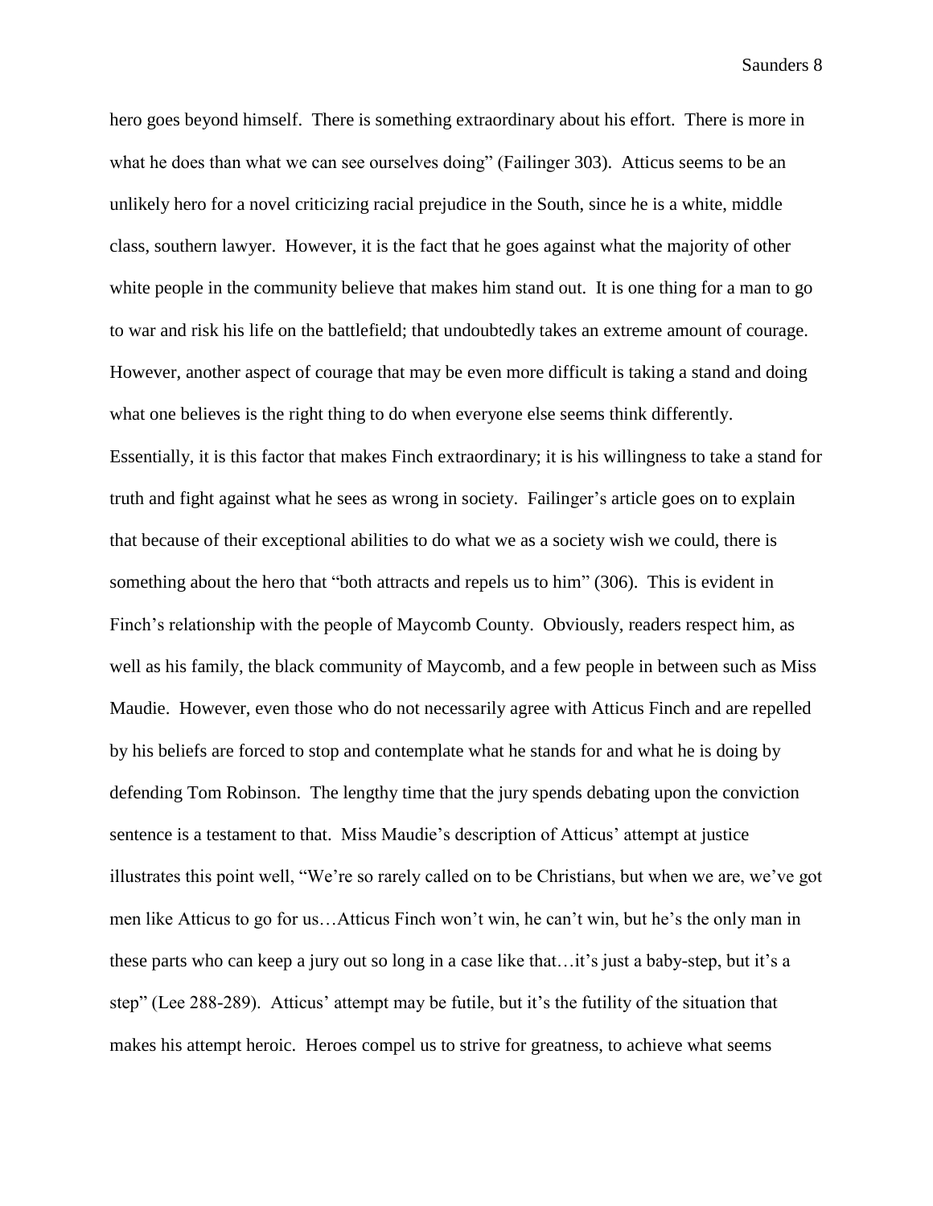hero goes beyond himself. There is something extraordinary about his effort. There is more in what he does than what we can see ourselves doing" (Failinger 303). Atticus seems to be an unlikely hero for a novel criticizing racial prejudice in the South, since he is a white, middle class, southern lawyer. However, it is the fact that he goes against what the majority of other white people in the community believe that makes him stand out. It is one thing for a man to go to war and risk his life on the battlefield; that undoubtedly takes an extreme amount of courage. However, another aspect of courage that may be even more difficult is taking a stand and doing what one believes is the right thing to do when everyone else seems think differently. Essentially, it is this factor that makes Finch extraordinary; it is his willingness to take a stand for truth and fight against what he sees as wrong in society. Failinger's article goes on to explain that because of their exceptional abilities to do what we as a society wish we could, there is something about the hero that "both attracts and repels us to him" (306). This is evident in Finch's relationship with the people of Maycomb County. Obviously, readers respect him, as well as his family, the black community of Maycomb, and a few people in between such as Miss Maudie. However, even those who do not necessarily agree with Atticus Finch and are repelled by his beliefs are forced to stop and contemplate what he stands for and what he is doing by defending Tom Robinson. The lengthy time that the jury spends debating upon the conviction sentence is a testament to that. Miss Maudie's description of Atticus' attempt at justice illustrates this point well, "We're so rarely called on to be Christians, but when we are, we've got men like Atticus to go for us…Atticus Finch won't win, he can't win, but he's the only man in these parts who can keep a jury out so long in a case like that…it's just a baby-step, but it's a step" (Lee 288-289). Atticus' attempt may be futile, but it's the futility of the situation that makes his attempt heroic. Heroes compel us to strive for greatness, to achieve what seems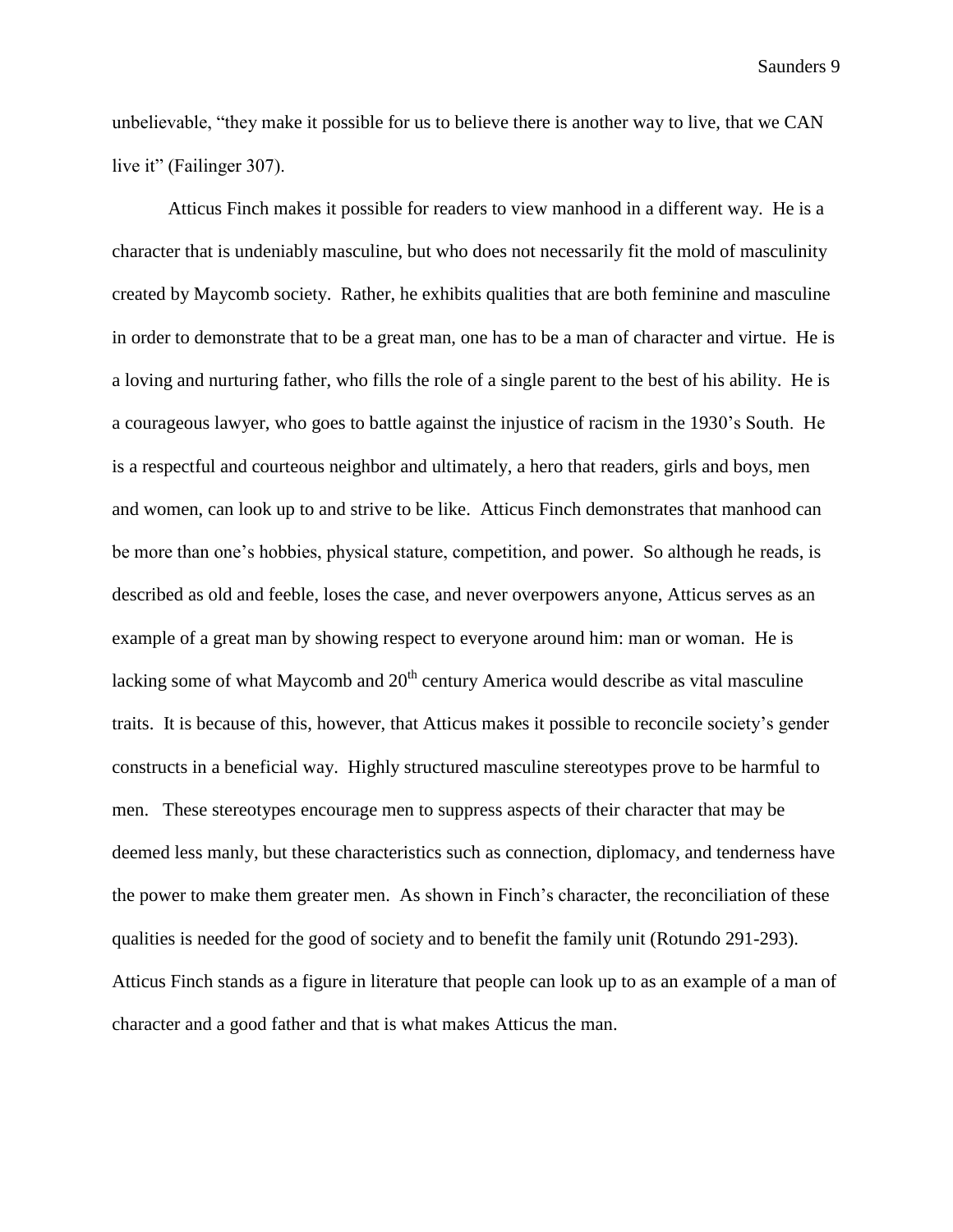unbelievable, "they make it possible for us to believe there is another way to live, that we CAN live it" (Failinger 307).

Atticus Finch makes it possible for readers to view manhood in a different way. He is a character that is undeniably masculine, but who does not necessarily fit the mold of masculinity created by Maycomb society. Rather, he exhibits qualities that are both feminine and masculine in order to demonstrate that to be a great man, one has to be a man of character and virtue. He is a loving and nurturing father, who fills the role of a single parent to the best of his ability. He is a courageous lawyer, who goes to battle against the injustice of racism in the 1930's South. He is a respectful and courteous neighbor and ultimately, a hero that readers, girls and boys, men and women, can look up to and strive to be like. Atticus Finch demonstrates that manhood can be more than one's hobbies, physical stature, competition, and power. So although he reads, is described as old and feeble, loses the case, and never overpowers anyone, Atticus serves as an example of a great man by showing respect to everyone around him: man or woman. He is lacking some of what Maycomb and 20th century America would describe as vital masculine traits. It is because of this, however, that Atticus makes it possible to reconcile society's gender constructs in a beneficial way. Highly structured masculine stereotypes prove to be harmful to men. These stereotypes encourage men to suppress aspects of their character that may be deemed less manly, but these characteristics such as connection, diplomacy, and tenderness have the power to make them greater men. As shown in Finch's character, the reconciliation of these qualities is needed for the good of society and to benefit the family unit (Rotundo 291-293). Atticus Finch stands as a figure in literature that people can look up to as an example of a man of character and a good father and that is what makes Atticus the man.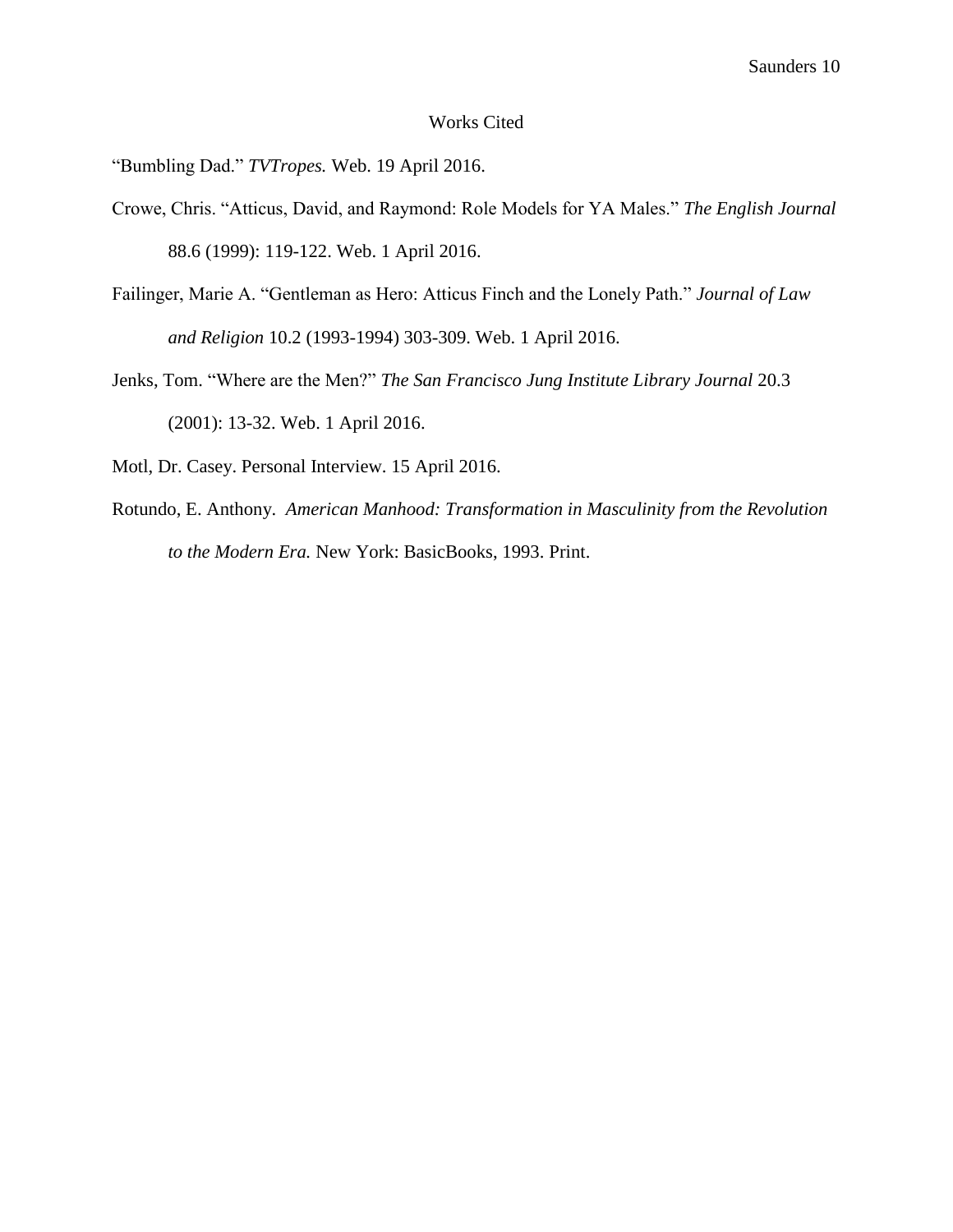# Works Cited

"Bumbling Dad." *TVTropes.* Web. 19 April 2016.

Crowe, Chris. "Atticus, David, and Raymond: Role Models for YA Males." *The English Journal* 88.6 (1999): 119-122. Web. 1 April 2016.

Failinger, Marie A. "Gentleman as Hero: Atticus Finch and the Lonely Path." *Journal of Law and Religion* 10.2 (1993-1994) 303-309. Web. 1 April 2016.

Jenks, Tom. "Where are the Men?" *The San Francisco Jung Institute Library Journal* 20.3 (2001): 13-32. Web. 1 April 2016.

Motl, Dr. Casey. Personal Interview. 15 April 2016.

Rotundo, E. Anthony. *American Manhood: Transformation in Masculinity from the Revolution to the Modern Era.* New York: BasicBooks, 1993. Print.